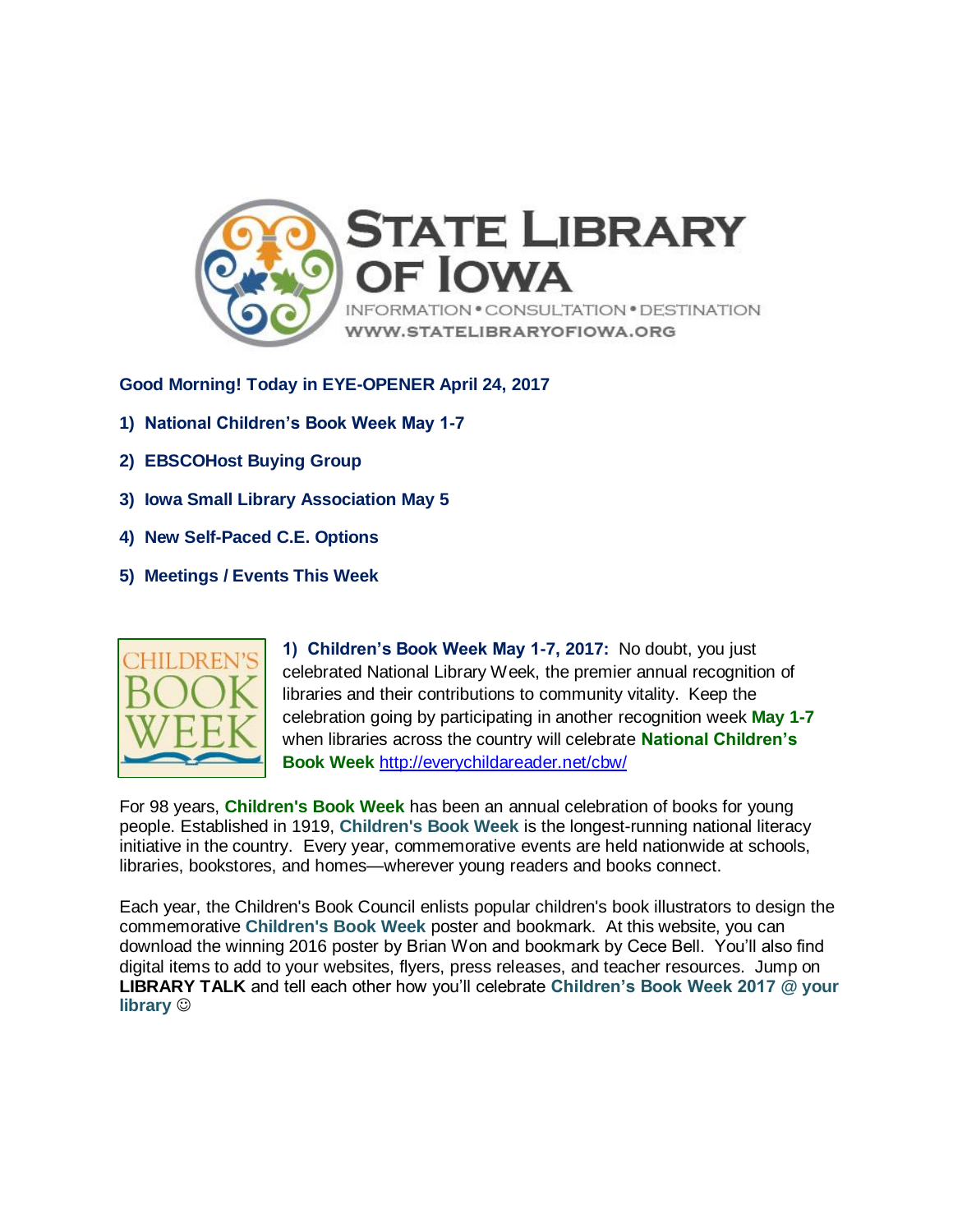STATE LIBRARY OF IOWA

INFORMATION • CONSULTATION • DESTINATION

WWW.STATELIBRARYOFIOWA.ORG

**Good Morning! Today in EYE-OPENER April 24, 2017**

**1) National Children's Book Week May 1-7**

**2) EBSCOHost Buying Group**

**3) Iowa Small Library Association May 5**

**4) New Self-Paced C.E. Options**

**5) Meetings / Events This Week**

**1) Children's Book Week May 1-7, 2017:** No doubt, you just celebrated National Library Week, the premier annual recognition of libraries and their contributions to community vitality. Keep the celebration going by participating in another recognition week **May 1-7** when libraries across the country will celebrate **National Children's Book Week** http://everychildareader.net/cbw/

For 98 years, **Children's Book Week** has been an annual celebration of books for young people. Established in 1919, **Children's Book Week** is the longest-running national literacy initiative in the country. Every year, commemorative events are held nationwide at schools, libraries, bookstores, and homes—wherever young readers and books connect.

Each year, the Children's Book Council enlists popular children's book illustrators to design the commemorative **Children's Book Week** poster and bookmark. At this website, you can download the winning 2016 poster by Brian Won and bookmark by Cece Bell. You'll also find digital items to add to your websites, flyers, press releases, and teacher resources. Jump on **LIBRARY TALK** and tell each other how you'll celebrate **Children's Book Week 2017 @ your library** ☺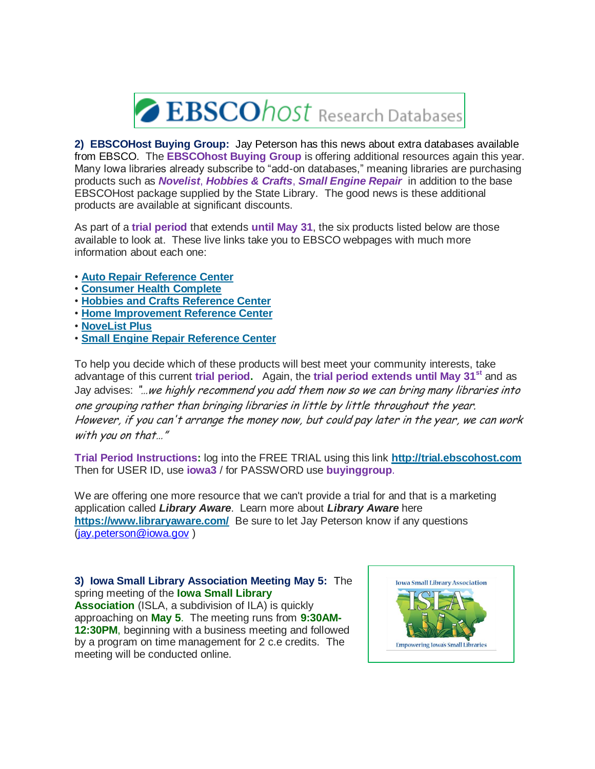**2) EBSCOHost Buying Group:** Jay Peterson has this news about extra databases available from EBSCO. The **EBSCOhost Buying Group** is offering additional resources again this year. Many Iowa libraries already subscribe to "add-on databases," meaning libraries are purchasing products such as ***Novelist***, ***Hobbies & Crafts***, ***Small Engine Repair*** in addition to the base EBSCOHost package supplied by the State Library. The good news is these additional products are available at significant discounts.

As part of a **trial period** that extends **until May 31**, the six products listed below are those available to look at. These live links take you to EBSCO webpages with much more information about each one:

- **Auto Repair Reference Center**
- **Consumer Health Complete**
- **Hobbies and Crafts Reference Center**
- **Home Improvement Reference Center**
- **NoveList Plus**
- **Small Engine Repair Reference Center**

To help you decide which of these products will best meet your community interests, take advantage of this current **trial period.** Again, the **trial period extends until May 31st** and as Jay advises: *"…we highly recommend you add them now so we can bring many libraries into one grouping rather than bringing libraries in little by little throughout the year. However, if you can't arrange the money now, but could pay later in the year, we can work with you on that…"*

**Trial Period Instructions:** log into the FREE TRIAL using this link **http://trial.ebscohost.com** Then for USER ID, use **iowa3** / for PASSWORD use **buyinggroup**.

We are offering one more resource that we can't provide a trial for and that is a marketing application called ***Library Aware***. Learn more about ***Library Aware*** here **https://www.libraryaware.com/** Be sure to let Jay Peterson know if any questions (jay.peterson@iowa.gov )

**3) Iowa Small Library Association Meeting May 5:** The spring meeting of the **Iowa Small Library Association** (ISLA, a subdivision of ILA) is quickly approaching on **May 5**. The meeting runs from **9:30AM-12:30PM**, beginning with a business meeting and followed by a program on time management for 2 c.e credits. The meeting will be conducted online.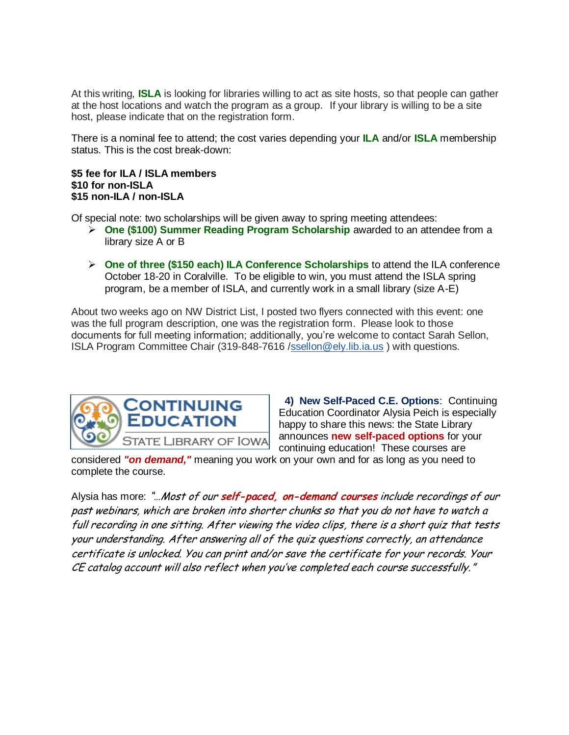At this writing, **ISLA** is looking for libraries willing to act as site hosts, so that people can gather at the host locations and watch the program as a group. If your library is willing to be a site host, please indicate that on the registration form.

There is a nominal fee to attend; the cost varies depending your **ILA** and/or **ISLA** membership status. This is the cost break-down:

**$5 fee for ILA / ISLA members**
**$10 for non-ISLA**
**$15 non-ILA / non-ISLA**

Of special note: two scholarships will be given away to spring meeting attendees:

- **One ($100) Summer Reading Program Scholarship** awarded to an attendee from a library size A or B
- **One of three ($150 each) ILA Conference Scholarships** to attend the ILA conference October 18-20 in Coralville. To be eligible to win, you must attend the ISLA spring program, be a member of ISLA, and currently work in a small library (size A-E)

About two weeks ago on NW District List, I posted two flyers connected with this event: one was the full program description, one was the registration form. Please look to those documents for full meeting information; additionally, you're welcome to contact Sarah Sellon, ISLA Program Committee Chair (319-848-7616 /ssellon@ely.lib.ia.us ) with questions.

**4) New Self-Paced C.E. Options**: Continuing Education Coordinator Alysia Peich is especially happy to share this news: the State Library announces **new self-paced options** for your continuing education! These courses are considered ***"on demand,"*** meaning you work on your own and for as long as you need to complete the course.

Alysia has more: *"...Most of our **self-paced, on-demand courses** include recordings of our past webinars, which are broken into shorter chunks so that you do not have to watch a full recording in one sitting. After viewing the video clips, there is a short quiz that tests your understanding. After answering all of the quiz questions correctly, an attendance certificate is unlocked. You can print and/or save the certificate for your records. Your CE catalog account will also reflect when you've completed each course successfully."*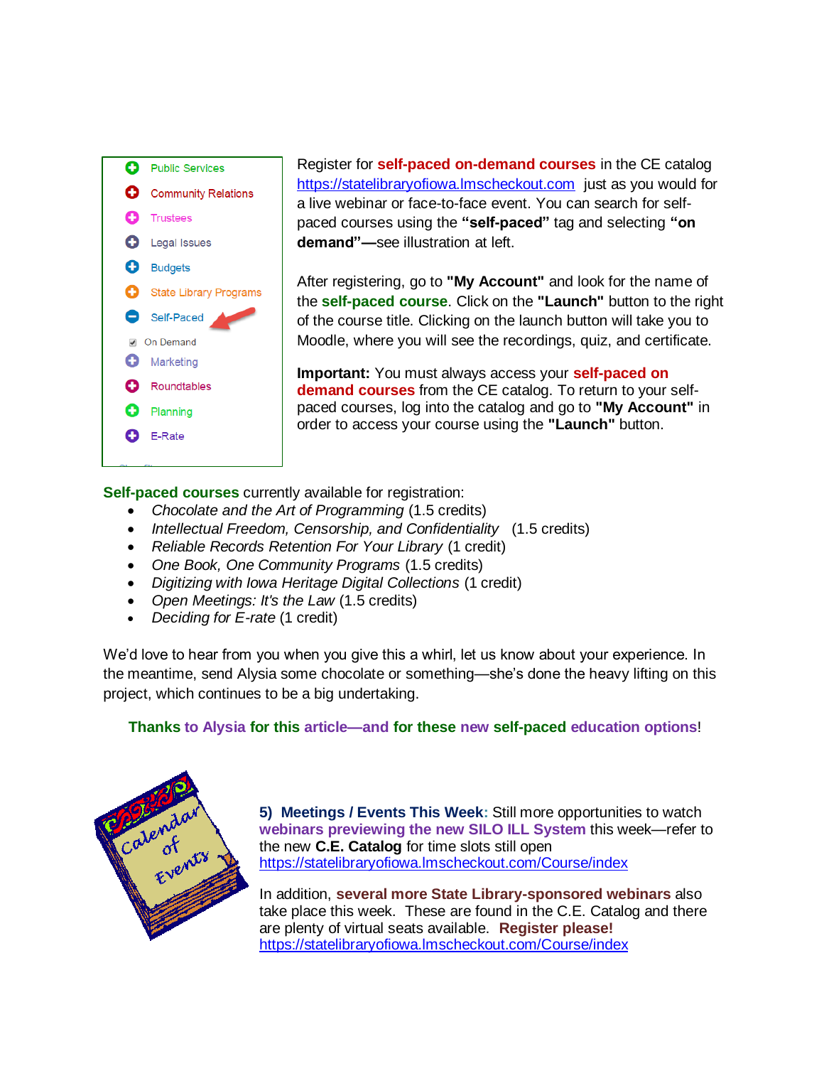- Public Services
- Community Relations
- Trustees
- Legal Issues
- Budgets
- State Library Programs
- Self-Paced
  - On Demand
- Marketing
- Roundtables
- Planning
- E-Rate

Register for **self-paced on-demand courses** in the CE catalog https://statelibraryofiowa.lmscheckout.com just as you would for a live webinar or face-to-face event. You can search for self-paced courses using the **"self-paced"** tag and selecting **"on demand"—**see illustration at left.

After registering, go to **"My Account"** and look for the name of the **self-paced course**. Click on the **"Launch"** button to the right of the course title. Clicking on the launch button will take you to Moodle, where you will see the recordings, quiz, and certificate.

**Important:** You must always access your **self-paced on demand courses** from the CE catalog. To return to your self-paced courses, log into the catalog and go to **"My Account"** in order to access your course using the **"Launch"** button.

**Self-paced courses** currently available for registration:

- *Chocolate and the Art of Programming* (1.5 credits)
- *Intellectual Freedom, Censorship, and Confidentiality* (1.5 credits)
- *Reliable Records Retention For Your Library* (1 credit)
- *One Book, One Community Programs* (1.5 credits)
- *Digitizing with Iowa Heritage Digital Collections* (1 credit)
- *Open Meetings: It's the Law* (1.5 credits)
- *Deciding for E-rate* (1 credit)

We'd love to hear from you when you give this a whirl, let us know about your experience. In the meantime, send Alysia some chocolate or something—she's done the heavy lifting on this project, which continues to be a big undertaking.

**Thanks to Alysia for this article—and for these new self-paced education options!**

Calendar of Events

**5) Meetings / Events This Week:** Still more opportunities to watch **webinars previewing the new SILO ILL System** this week—refer to the new **C.E. Catalog** for time slots still open https://statelibraryofiowa.lmscheckout.com/Course/index

In addition, **several more State Library-sponsored webinars** also take place this week. These are found in the C.E. Catalog and there are plenty of virtual seats available. **Register please!** https://statelibraryofiowa.lmscheckout.com/Course/index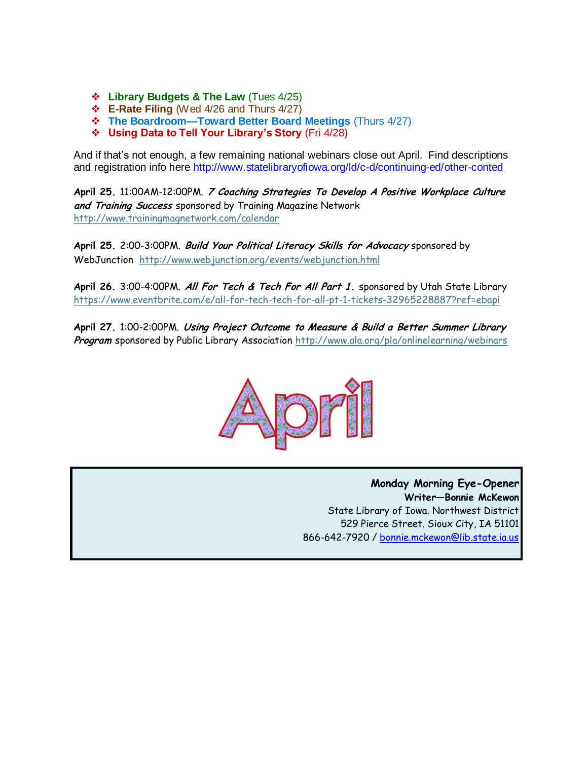- **Library Budgets & The Law** (Tues 4/25)
- **E-Rate Filing** (Wed 4/26 and Thurs 4/27)
- **The Boardroom—Toward Better Board Meetings** (Thurs 4/27)
- **Using Data to Tell Your Library's Story** (Fri 4/28)

And if that's not enough, a few remaining national webinars close out April. Find descriptions and registration info here http://www.statelibraryofiowa.org/ld/c-d/continuing-ed/other-conted

**April 25.** 11:00AM-12:00PM. ***7 Coaching Strategies To Develop A Positive Workplace Culture and Training Success*** sponsored by Training Magazine Network http://www.trainingmagnetwork.com/calendar

**April 25.** 2:00-3:00PM. ***Build Your Political Literacy Skills for Advocacy*** sponsored by WebJunction http://www.webjunction.org/events/webjunction.html

**April 26.** 3:00-4:00PM. ***All For Tech & Tech For All Part 1.*** sponsored by Utah State Library https://www.eventbrite.com/e/all-for-tech-tech-for-all-pt-1-tickets-32965228887?ref=ebapi

**April 27.** 1:00-2:00PM. ***Using Project Outcome to Measure & Build a Better Summer Library Program*** sponsored by Public Library Association http://www.ala.org/pla/onlinelearning/webinars

April

**Monday Morning Eye-Opener**
**Writer—Bonnie McKewon**
State Library of Iowa. Northwest District
529 Pierce Street. Sioux City, IA 51101
866-642-7920 / bonnie.mckewon@lib.state.ia.us